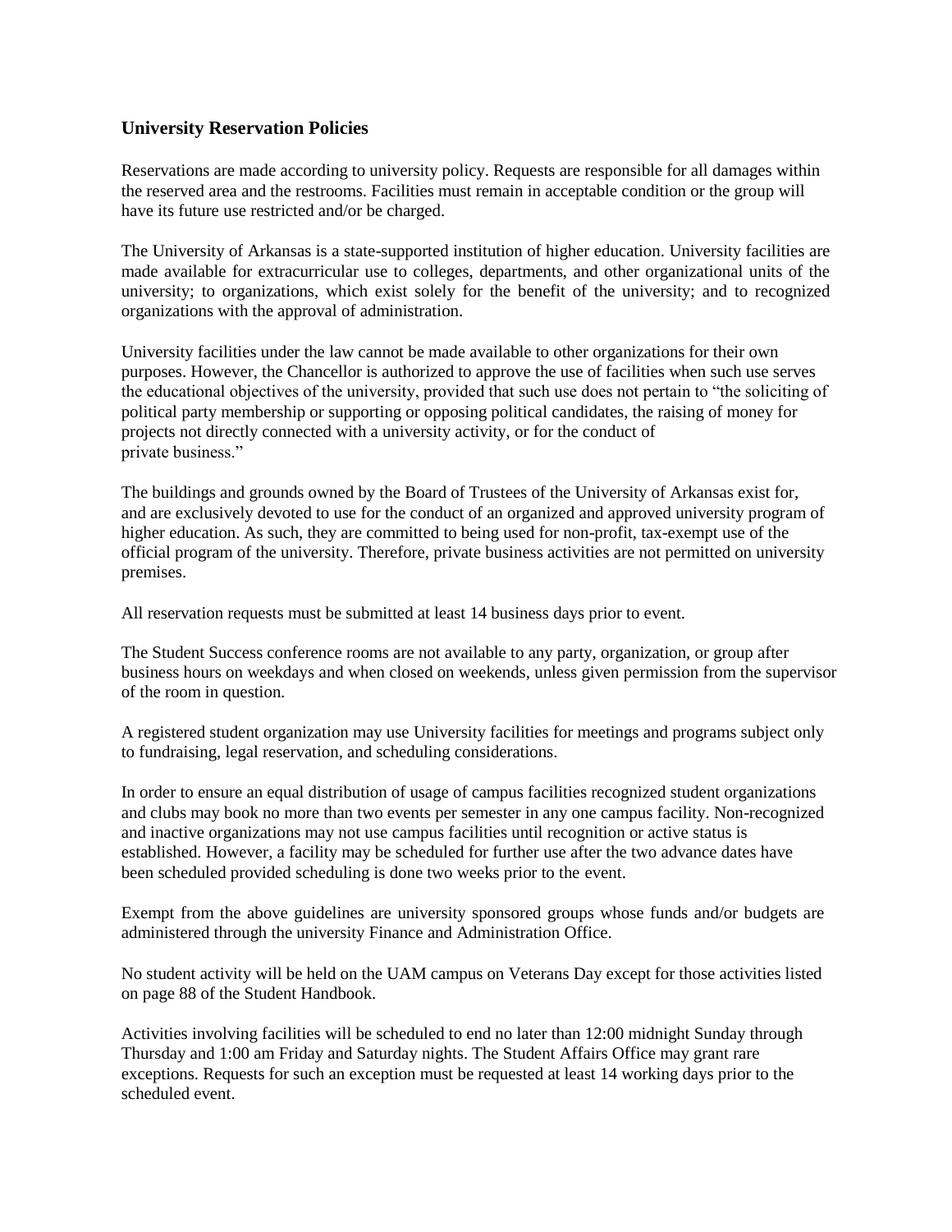## University Reservation Policies

Reservations are made according to university policy. Requests are responsible for all damages within the reserved area and the restrooms. Facilities must remain in acceptable condition or the group will have its future use restricted and/or be charged.

The University of Arkansas is a state-supported institution of higher education. University facilities are made available for extracurricular use to colleges, departments, and other organizational units of the university; to organizations, which exist solely for the benefit of the university; and to recognized organizations with the approval of administration.

University facilities under the law cannot be made available to other organizations for their own purposes. However, the Chancellor is authorized to approve the use of facilities when such use serves the educational objectives of the university, provided that such use does not pertain to "the soliciting of political party membership or supporting or opposing political candidates, the raising of money for projects not directly connected with a university activity, or for the conduct of private business."

The buildings and grounds owned by the Board of Trustees of the University of Arkansas exist for, and are exclusively devoted to use for the conduct of an organized and approved university program of higher education. As such, they are committed to being used for non-profit, tax-exempt use of the official program of the university. Therefore, private business activities are not permitted on university premises.

All reservation requests must be submitted at least 14 business days prior to event.

The Student Success conference rooms are not available to any party, organization, or group after business hours on weekdays and when closed on weekends, unless given permission from the supervisor of the room in question.

A registered student organization may use University facilities for meetings and programs subject only to fundraising, legal reservation, and scheduling considerations.

In order to ensure an equal distribution of usage of campus facilities recognized student organizations and clubs may book no more than two events per semester in any one campus facility. Non-recognized and inactive organizations may not use campus facilities until recognition or active status is established. However, a facility may be scheduled for further use after the two advance dates have been scheduled provided scheduling is done two weeks prior to the event.

Exempt from the above guidelines are university sponsored groups whose funds and/or budgets are administered through the university Finance and Administration Office.

No student activity will be held on the UAM campus on Veterans Day except for those activities listed on page 88 of the Student Handbook.

Activities involving facilities will be scheduled to end no later than 12:00 midnight Sunday through Thursday and 1:00 am Friday and Saturday nights. The Student Affairs Office may grant rare exceptions. Requests for such an exception must be requested at least 14 working days prior to the scheduled event.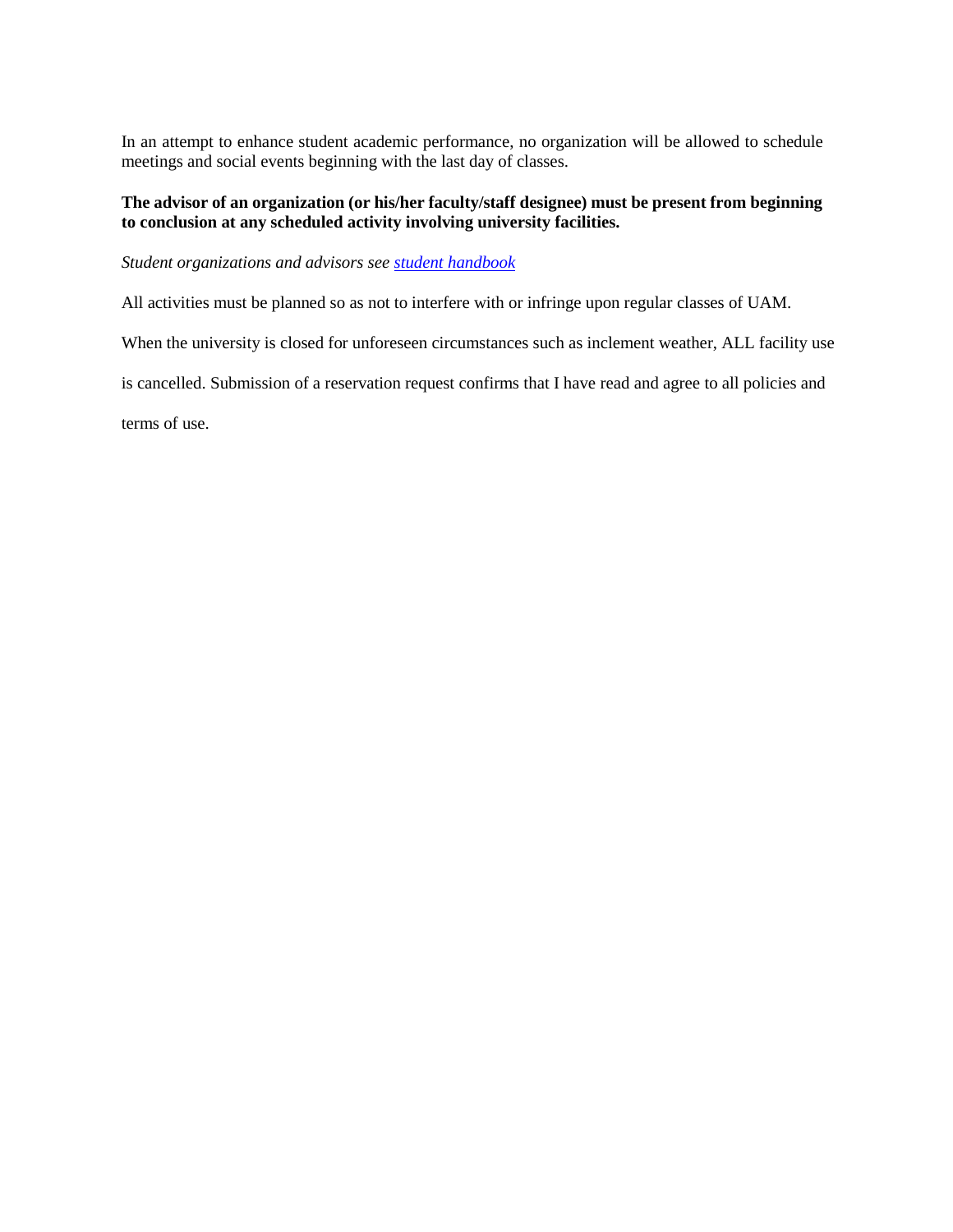In an attempt to enhance student academic performance, no organization will be allowed to schedule meetings and social events beginning with the last day of classes.

**The advisor of an organization (or his/her faculty/staff designee) must be present from beginning to conclusion at any scheduled activity involving university facilities.**

*Student organizations and advisors see student handbook*

All activities must be planned so as not to interfere with or infringe upon regular classes of UAM.

When the university is closed for unforeseen circumstances such as inclement weather, ALL facility use is cancelled. Submission of a reservation request confirms that I have read and agree to all policies and terms of use.